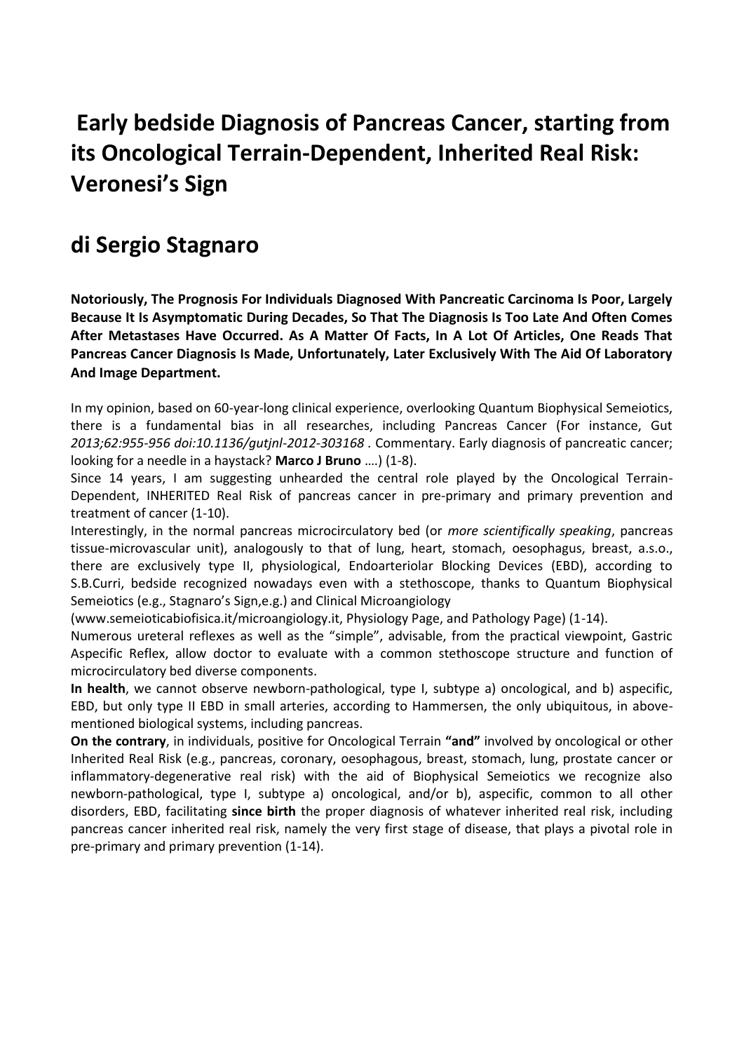# Early bedside Diagnosis of Pancreas Cancer, starting from its Oncological Terrain-Dependent, Inherited Real Risk: Veronesi's Sign

## di Sergio Stagnaro

**Notoriously, The Prognosis For Individuals Diagnosed With Pancreatic Carcinoma Is Poor, Largely Because It Is Asymptomatic During Decades, So That The Diagnosis Is Too Late And Often Comes After Metastases Have Occurred. As A Matter Of Facts, In A Lot Of Articles, One Reads That Pancreas Cancer Diagnosis Is Made, Unfortunately, Later Exclusively With The Aid Of Laboratory And Image Department.**

In my opinion, based on 60-year-long clinical experience, overlooking Quantum Biophysical Semeiotics, there is a fundamental bias in all researches, including Pancreas Cancer (For instance, Gut *2013;62:955-956 doi:10.1136/gutjnl-2012-303168* . Commentary. Early diagnosis of pancreatic cancer; looking for a needle in a haystack? **Marco J Bruno** ….) (1-8).

Since 14 years, I am suggesting unhearded the central role played by the Oncological Terrain-Dependent, INHERITED Real Risk of pancreas cancer in pre-primary and primary prevention and treatment of cancer (1-10).

Interestingly, in the normal pancreas microcirculatory bed (or *more scientifically speaking*, pancreas tissue-microvascular unit), analogously to that of lung, heart, stomach, oesophagus, breast, a.s.o., there are exclusively type II, physiological, Endoarteriolar Blocking Devices (EBD), according to S.B.Curri, bedside recognized nowadays even with a stethoscope, thanks to Quantum Biophysical Semeiotics (e.g., Stagnaro's Sign,e.g.) and Clinical Microangiology (www.semeioticabiofisica.it/microangiology.it, Physiology Page, and Pathology Page) (1-14).

Numerous ureteral reflexes as well as the "simple", advisable, from the practical viewpoint, Gastric Aspecific Reflex, allow doctor to evaluate with a common stethoscope structure and function of microcirculatory bed diverse components.

**In health**, we cannot observe newborn-pathological, type I, subtype a) oncological, and b) aspecific, EBD, but only type II EBD in small arteries, according to Hammersen, the only ubiquitous, in above-mentioned biological systems, including pancreas.

**On the contrary**, in individuals, positive for Oncological Terrain **"and"** involved by oncological or other Inherited Real Risk (e.g., pancreas, coronary, oesophagous, breast, stomach, lung, prostate cancer or inflammatory-degenerative real risk) with the aid of Biophysical Semeiotics we recognize also newborn-pathological, type I, subtype a) oncological, and/or b), aspecific, common to all other disorders, EBD, facilitating **since birth** the proper diagnosis of whatever inherited real risk, including pancreas cancer inherited real risk, namely the very first stage of disease, that plays a pivotal role in pre-primary and primary prevention (1-14).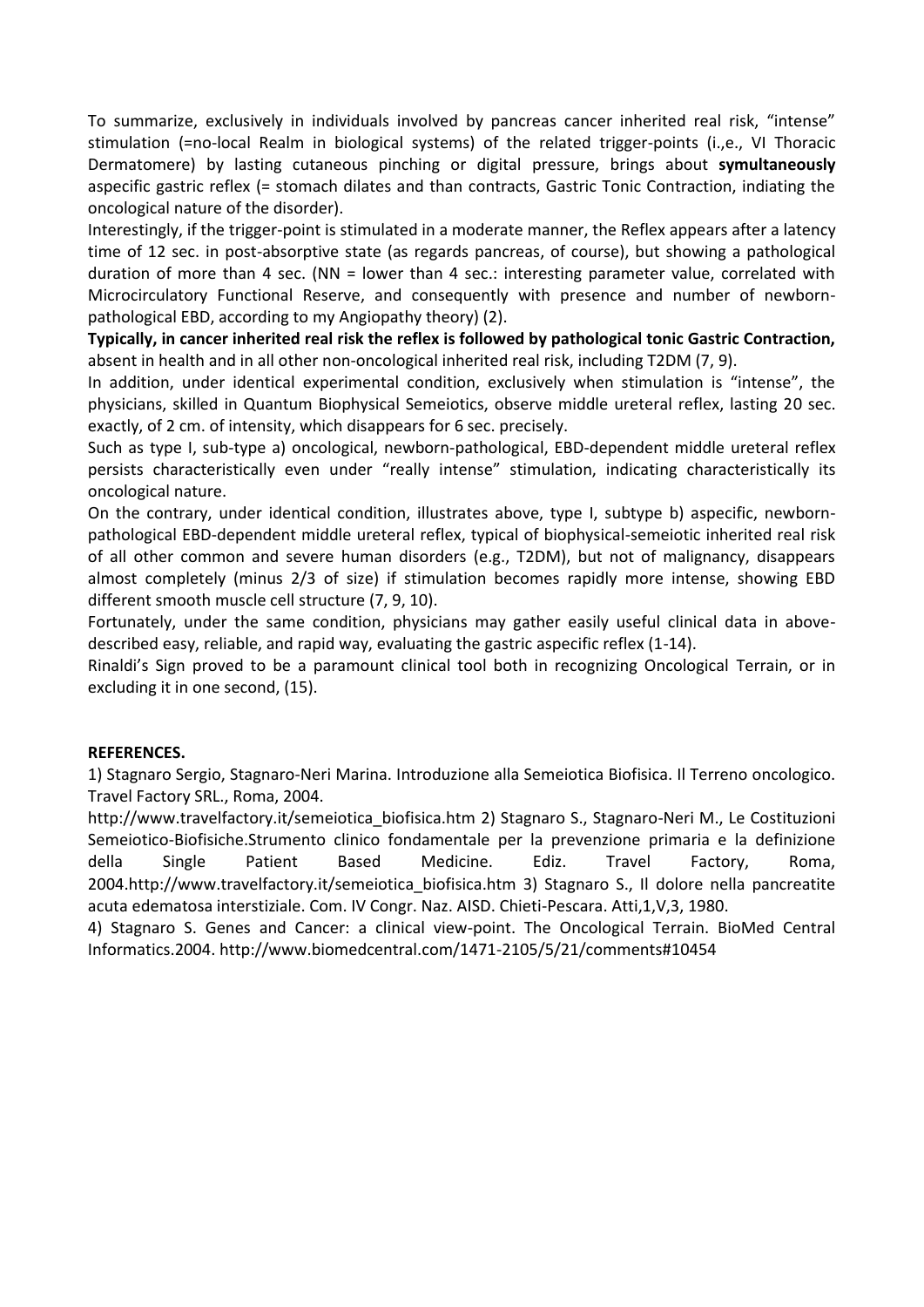To summarize, exclusively in individuals involved by pancreas cancer inherited real risk, "intense" stimulation (=no-local Realm in biological systems) of the related trigger-points (i.,e., VI Thoracic Dermatomere) by lasting cutaneous pinching or digital pressure, brings about **symultaneously** aspecific gastric reflex (= stomach dilates and than contracts, Gastric Tonic Contraction, indiating the oncological nature of the disorder).

Interestingly, if the trigger-point is stimulated in a moderate manner, the Reflex appears after a latency time of 12 sec. in post-absorptive state (as regards pancreas, of course), but showing a pathological duration of more than 4 sec. (NN = lower than 4 sec.: interesting parameter value, correlated with Microcirculatory Functional Reserve, and consequently with presence and number of newborn-pathological EBD, according to my Angiopathy theory) (2).

**Typically, in cancer inherited real risk the reflex is followed by pathological tonic Gastric Contraction,** absent in health and in all other non-oncological inherited real risk, including T2DM (7, 9).

In addition, under identical experimental condition, exclusively when stimulation is "intense", the physicians, skilled in Quantum Biophysical Semeiotics, observe middle ureteral reflex, lasting 20 sec. exactly, of 2 cm. of intensity, which disappears for 6 sec. precisely.

Such as type I, sub-type a) oncological, newborn-pathological, EBD-dependent middle ureteral reflex persists characteristically even under "really intense" stimulation, indicating characteristically its oncological nature.

On the contrary, under identical condition, illustrates above, type I, subtype b) aspecific, newborn-pathological EBD-dependent middle ureteral reflex, typical of biophysical-semeiotic inherited real risk of all other common and severe human disorders (e.g., T2DM), but not of malignancy, disappears almost completely (minus 2/3 of size) if stimulation becomes rapidly more intense, showing EBD different smooth muscle cell structure (7, 9, 10).

Fortunately, under the same condition, physicians may gather easily useful clinical data in above-described easy, reliable, and rapid way, evaluating the gastric aspecific reflex (1-14).

Rinaldi's Sign proved to be a paramount clinical tool both in recognizing Oncological Terrain, or in excluding it in one second, (15).

**REFERENCES.**

1) Stagnaro Sergio, Stagnaro-Neri Marina. Introduzione alla Semeiotica Biofisica. Il Terreno oncologico. Travel Factory SRL., Roma, 2004.
http://www.travelfactory.it/semeiotica_biofisica.htm 2) Stagnaro S., Stagnaro-Neri M., Le Costituzioni Semeiotico-Biofisiche.Strumento clinico fondamentale per la prevenzione primaria e la definizione della Single Patient Based Medicine. Ediz. Travel Factory, Roma, 2004.http://www.travelfactory.it/semeiotica_biofisica.htm 3) Stagnaro S., Il dolore nella pancreatite acuta edematosa interstiziale. Com. IV Congr. Naz. AISD. Chieti-Pescara. Atti,1,V,3, 1980.

4) Stagnaro S. Genes and Cancer: a clinical view-point. The Oncological Terrain. BioMed Central Informatics.2004. http://www.biomedcentral.com/1471-2105/5/21/comments#10454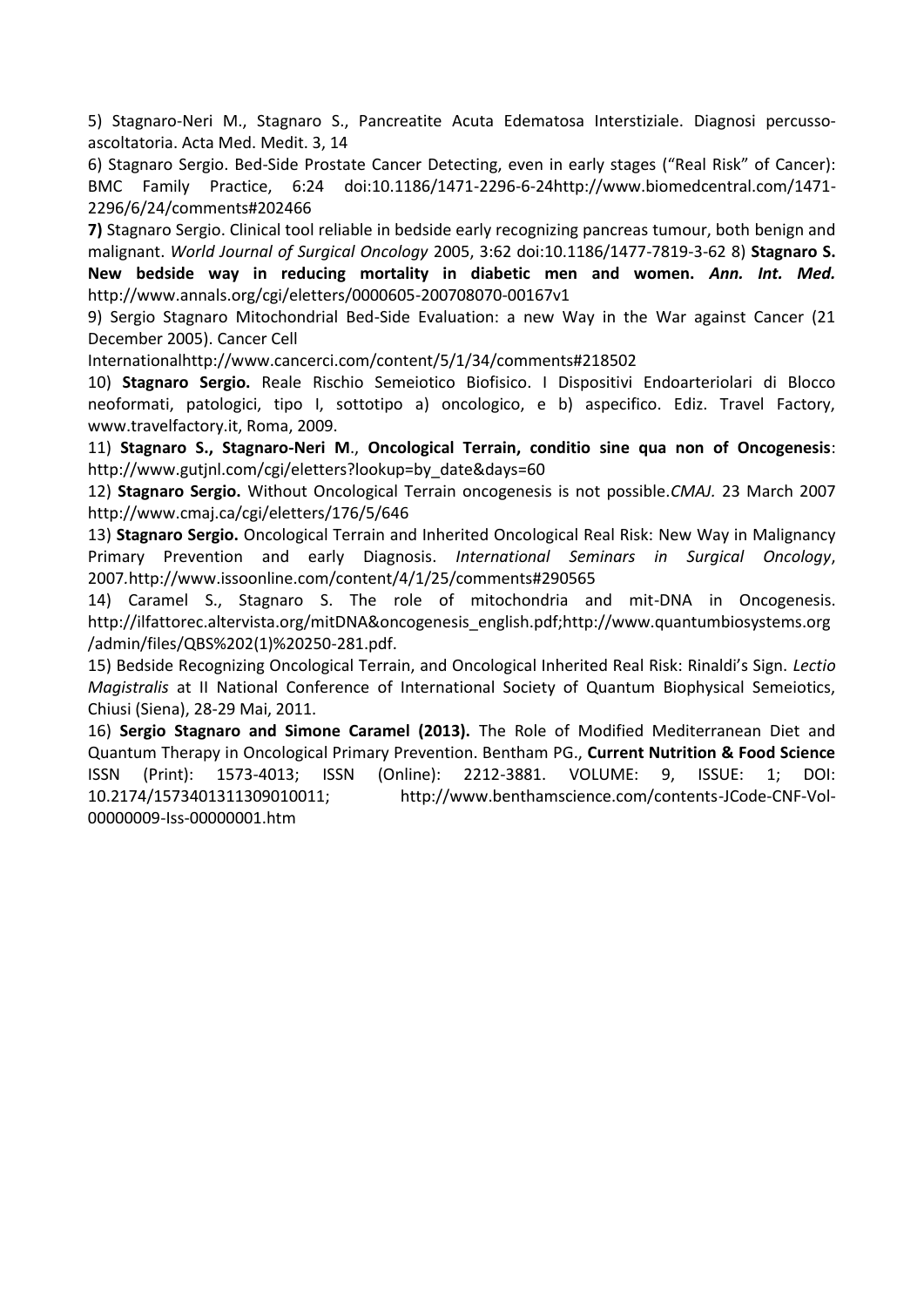5) Stagnaro-Neri M., Stagnaro S., Pancreatite Acuta Edematosa Interstiziale. Diagnosi percusso-ascoltatoria. Acta Med. Medit. 3, 14

6) Stagnaro Sergio. Bed-Side Prostate Cancer Detecting, even in early stages ("Real Risk" of Cancer): BMC Family Practice, 6:24 doi:10.1186/1471-2296-6-24http://www.biomedcentral.com/1471-2296/6/24/comments#202466

**7)** Stagnaro Sergio. Clinical tool reliable in bedside early recognizing pancreas tumour, both benign and malignant. *World Journal of Surgical Oncology* 2005, 3:62 doi:10.1186/1477-7819-3-62 8) **Stagnaro S. New bedside way in reducing mortality in diabetic men and women.** ***Ann. Int. Med.*** http://www.annals.org/cgi/eletters/0000605-200708070-00167v1

9) Sergio Stagnaro Mitochondrial Bed-Side Evaluation: a new Way in the War against Cancer (21 December 2005). Cancer Cell Internationalhttp://www.cancerci.com/content/5/1/34/comments#218502

10) **Stagnaro Sergio.** Reale Rischio Semeiotico Biofisico. I Dispositivi Endoarteriolari di Blocco neoformati, patologici, tipo I, sottotipo a) oncologico, e b) aspecifico. Ediz. Travel Factory, www.travelfactory.it, Roma, 2009.

11) **Stagnaro S., Stagnaro-Neri M**., **Oncological Terrain, conditio sine qua non of Oncogenesis**: http://www.gutjnl.com/cgi/eletters?lookup=by_date&days=60

12) **Stagnaro Sergio.** Without Oncological Terrain oncogenesis is not possible.*CMAJ.* 23 March 2007 http://www.cmaj.ca/cgi/eletters/176/5/646

13) **Stagnaro Sergio.** Oncological Terrain and Inherited Oncological Real Risk: New Way in Malignancy Primary Prevention and early Diagnosis. *International Seminars in Surgical Oncology*, 2007.http://www.issoonline.com/content/4/1/25/comments#290565

14) Caramel S., Stagnaro S. The role of mitochondria and mit-DNA in Oncogenesis. http://ilfattorec.altervista.org/mitDNA&oncogenesis_english.pdf;http://www.quantumbiosystems.org/admin/files/QBS%202(1)%20250-281.pdf.

15) Bedside Recognizing Oncological Terrain, and Oncological Inherited Real Risk: Rinaldi's Sign. *Lectio Magistralis* at II National Conference of International Society of Quantum Biophysical Semeiotics, Chiusi (Siena), 28-29 Mai, 2011.

16) **Sergio Stagnaro and Simone Caramel (2013).** The Role of Modified Mediterranean Diet and Quantum Therapy in Oncological Primary Prevention. Bentham PG., **Current Nutrition & Food Science** ISSN (Print): 1573-4013; ISSN (Online): 2212-3881. VOLUME: 9, ISSUE: 1; DOI: 10.2174/1573401311309010011; http://www.benthamscience.com/contents-JCode-CNF-Vol-00000009-Iss-00000001.htm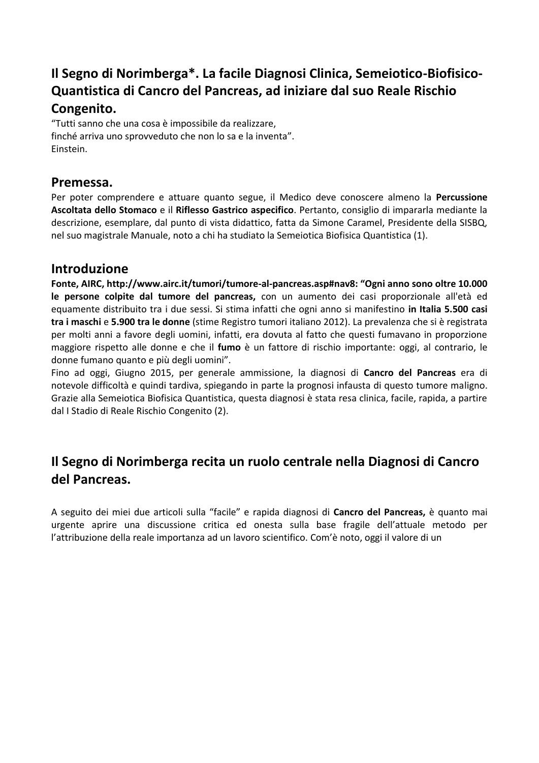## Il Segno di Norimberga*. La facile Diagnosi Clinica, Semeiotico-Biofisico-Quantistica di Cancro del Pancreas, ad iniziare dal suo Reale Rischio Congenito.

"Tutti sanno che una cosa è impossibile da realizzare,
finché arriva uno sprovveduto che non lo sa e la inventa".
Einstein.

## Premessa.

Per poter comprendere e attuare quanto segue, il Medico deve conoscere almeno la **Percussione Ascoltata dello Stomaco** e il **Riflesso Gastrico aspecifico**. Pertanto, consiglio di impararla mediante la descrizione, esemplare, dal punto di vista didattico, fatta da Simone Caramel, Presidente della SISBQ, nel suo magistrale Manuale, noto a chi ha studiato la Semeiotica Biofisica Quantistica (1).

## Introduzione

**Fonte, AIRC, http://www.airc.it/tumori/tumore-al-pancreas.asp#nav8: "Ogni anno sono oltre 10.000 le persone colpite dal tumore del pancreas,** con un aumento dei casi proporzionale all'età ed equamente distribuito tra i due sessi. Si stima infatti che ogni anno si manifestino **in Italia 5.500 casi tra i maschi** e **5.900 tra le donne** (stime Registro tumori italiano 2012). La prevalenza che si è registrata per molti anni a favore degli uomini, infatti, era dovuta al fatto che questi fumavano in proporzione maggiore rispetto alle donne e che il **fumo** è un fattore di rischio importante: oggi, al contrario, le donne fumano quanto e più degli uomini".

Fino ad oggi, Giugno 2015, per generale ammissione, la diagnosi di **Cancro del Pancreas** era di notevole difficoltà e quindi tardiva, spiegando in parte la prognosi infausta di questo tumore maligno. Grazie alla Semeiotica Biofisica Quantistica, questa diagnosi è stata resa clinica, facile, rapida, a partire dal I Stadio di Reale Rischio Congenito (2).

## Il Segno di Norimberga recita un ruolo centrale nella Diagnosi di Cancro del Pancreas.

A seguito dei miei due articoli sulla "facile" e rapida diagnosi di **Cancro del Pancreas,** è quanto mai urgente aprire una discussione critica ed onesta sulla base fragile dell'attuale metodo per l'attribuzione della reale importanza ad un lavoro scientifico. Com'è noto, oggi il valore di un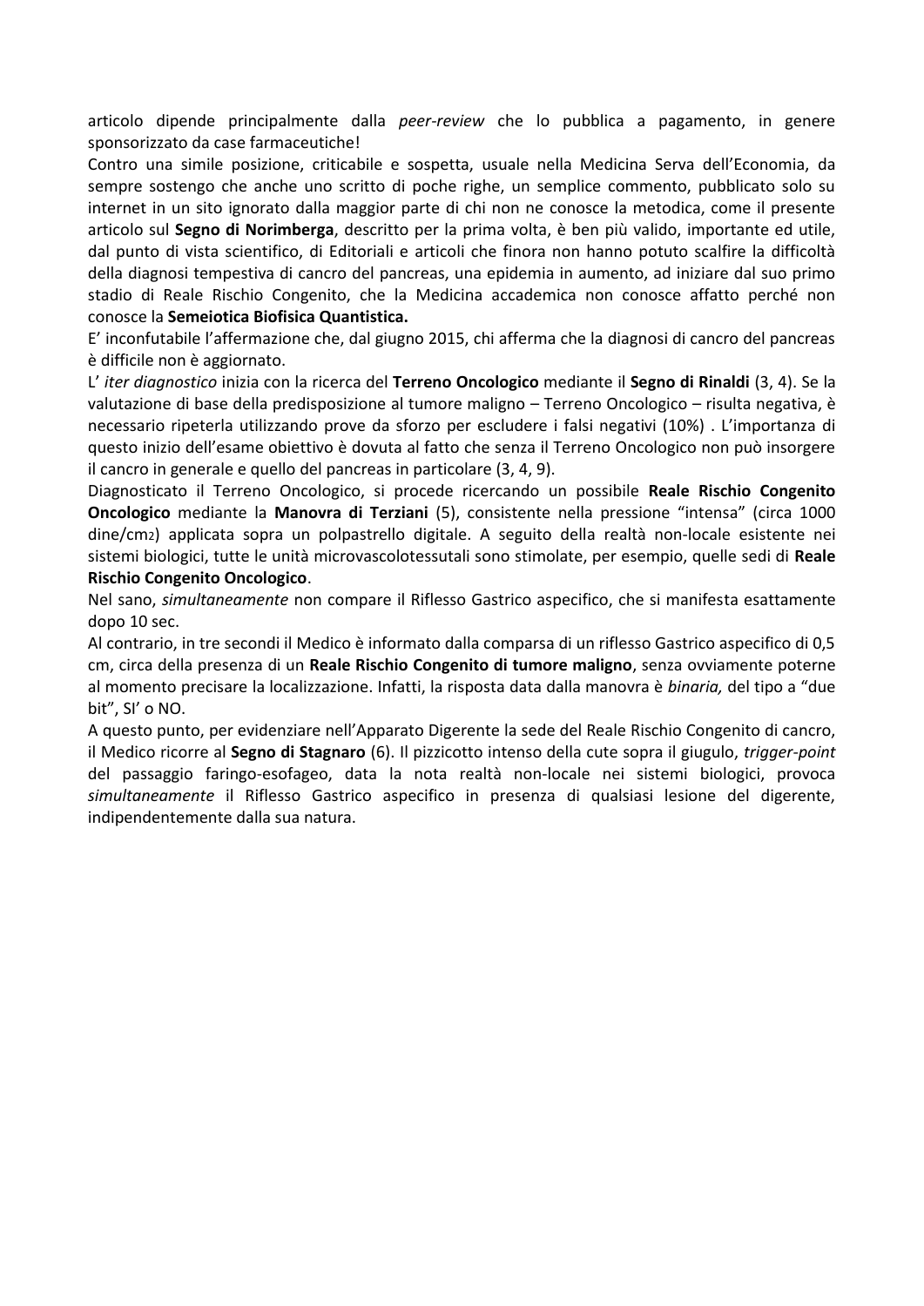articolo dipende principalmente dalla *peer-review* che lo pubblica a pagamento, in genere sponsorizzato da case farmaceutiche!

Contro una simile posizione, criticabile e sospetta, usuale nella Medicina Serva dell'Economia, da sempre sostengo che anche uno scritto di poche righe, un semplice commento, pubblicato solo su internet in un sito ignorato dalla maggior parte di chi non ne conosce la metodica, come il presente articolo sul **Segno di Norimberga**, descritto per la prima volta, è ben più valido, importante ed utile, dal punto di vista scientifico, di Editoriali e articoli che finora non hanno potuto scalfire la difficoltà della diagnosi tempestiva di cancro del pancreas, una epidemia in aumento, ad iniziare dal suo primo stadio di Reale Rischio Congenito, che la Medicina accademica non conosce affatto perché non conosce la **Semeiotica Biofisica Quantistica.**

E' inconfutabile l'affermazione che, dal giugno 2015, chi afferma che la diagnosi di cancro del pancreas è difficile non è aggiornato.

L' *iter diagnostico* inizia con la ricerca del **Terreno Oncologico** mediante il **Segno di Rinaldi** (3, 4). Se la valutazione di base della predisposizione al tumore maligno – Terreno Oncologico – risulta negativa, è necessario ripeterla utilizzando prove da sforzo per escludere i falsi negativi (10%) . L'importanza di questo inizio dell'esame obiettivo è dovuta al fatto che senza il Terreno Oncologico non può insorgere il cancro in generale e quello del pancreas in particolare (3, 4, 9).

Diagnosticato il Terreno Oncologico, si procede ricercando un possibile **Reale Rischio Congenito Oncologico** mediante la **Manovra di Terziani** (5), consistente nella pressione "intensa" (circa 1000 dine/$cm_2$) applicata sopra un polpastrello digitale. A seguito della realtà non-locale esistente nei sistemi biologici, tutte le unità microvascolotessutali sono stimolate, per esempio, quelle sedi di **Reale Rischio Congenito Oncologico**.

Nel sano, *simultaneamente* non compare il Riflesso Gastrico aspecifico, che si manifesta esattamente dopo 10 sec.

Al contrario, in tre secondi il Medico è informato dalla comparsa di un riflesso Gastrico aspecifico di 0,5 cm, circa della presenza di un **Reale Rischio Congenito di tumore maligno**, senza ovviamente poterne al momento precisare la localizzazione. Infatti, la risposta data dalla manovra è *binaria,* del tipo a "due bit", SI' o NO.

A questo punto, per evidenziare nell'Apparato Digerente la sede del Reale Rischio Congenito di cancro, il Medico ricorre al **Segno di Stagnaro** (6). Il pizzicotto intenso della cute sopra il giugulo, *trigger-point* del passaggio faringo-esofageo, data la nota realtà non-locale nei sistemi biologici, provoca *simultaneamente* il Riflesso Gastrico aspecifico in presenza di qualsiasi lesione del digerente, indipendentemente dalla sua natura.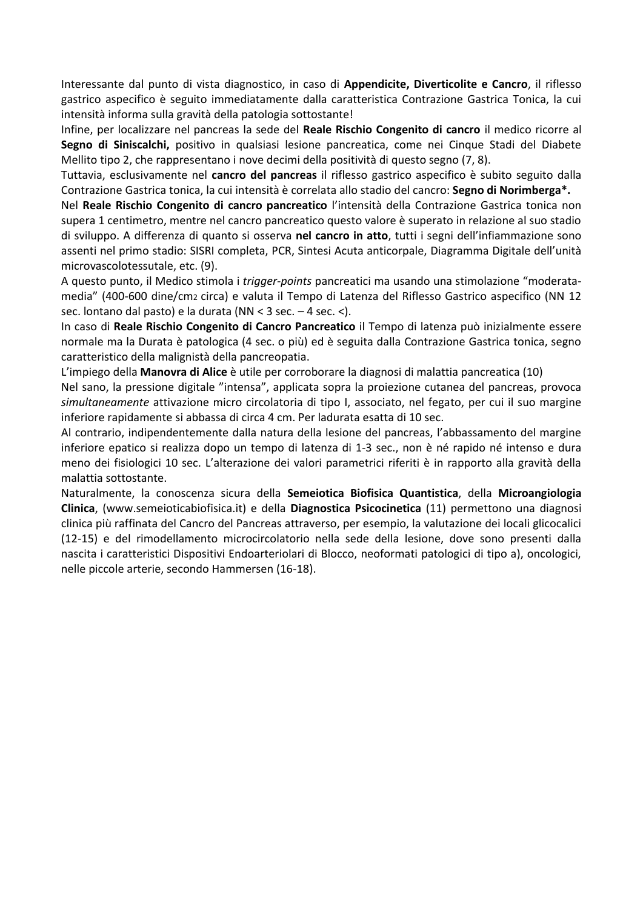Interessante dal punto di vista diagnostico, in caso di **Appendicite, Diverticolite e Cancro**, il riflesso gastrico aspecifico è seguito immediatamente dalla caratteristica Contrazione Gastrica Tonica, la cui intensità informa sulla gravità della patologia sottostante!

Infine, per localizzare nel pancreas la sede del **Reale Rischio Congenito di cancro** il medico ricorre al **Segno di Siniscalchi,** positivo in qualsiasi lesione pancreatica, come nei Cinque Stadi del Diabete Mellito tipo 2, che rappresentano i nove decimi della positività di questo segno (7, 8).

Tuttavia, esclusivamente nel **cancro del pancreas** il riflesso gastrico aspecifico è subito seguito dalla Contrazione Gastrica tonica, la cui intensità è correlata allo stadio del cancro: **Segno di Norimberga*.**

Nel **Reale Rischio Congenito di cancro pancreatico** l'intensità della Contrazione Gastrica tonica non supera 1 centimetro, mentre nel cancro pancreatico questo valore è superato in relazione al suo stadio di sviluppo. A differenza di quanto si osserva **nel cancro in atto**, tutti i segni dell'infiammazione sono assenti nel primo stadio: SISRI completa, PCR, Sintesi Acuta anticorpale, Diagramma Digitale dell'unità microvascolotessutale, etc. (9).

A questo punto, il Medico stimola i *trigger-points* pancreatici ma usando una stimolazione "moderata-media" (400-600 dine/$cm_2$ circa) e valuta il Tempo di Latenza del Riflesso Gastrico aspecifico (NN 12 sec. lontano dal pasto) e la durata (NN < 3 sec. – 4 sec. <).

In caso di **Reale Rischio Congenito di Cancro Pancreatico** il Tempo di latenza può inizialmente essere normale ma la Durata è patologica (4 sec. o più) ed è seguita dalla Contrazione Gastrica tonica, segno caratteristico della malignità della pancreopatia.

L'impiego della **Manovra di Alice** è utile per corroborare la diagnosi di malattia pancreatica (10)

Nel sano, la pressione digitale "intensa", applicata sopra la proiezione cutanea del pancreas, provoca *simultaneamente* attivazione micro circolatoria di tipo I, associato, nel fegato, per cui il suo margine inferiore rapidamente si abbassa di circa 4 cm. Per ladurata esatta di 10 sec.

Al contrario, indipendentemente dalla natura della lesione del pancreas, l'abbassamento del margine inferiore epatico si realizza dopo un tempo di latenza di 1-3 sec., non è né rapido né intenso e dura meno dei fisiologici 10 sec. L'alterazione dei valori parametrici riferiti è in rapporto alla gravità della malattia sottostante.

Naturalmente, la conoscenza sicura della **Semeiotica Biofisica Quantistica**, della **Microangiologia Clinica**, (www.semeioticabiofisica.it) e della **Diagnostica Psicocinetica** (11) permettono una diagnosi clinica più raffinata del Cancro del Pancreas attraverso, per esempio, la valutazione dei locali glicocalici (12-15) e del rimodellamento microcircolatorio nella sede della lesione, dove sono presenti dalla nascita i caratteristici Dispositivi Endoarteriolari di Blocco, neoformati patologici di tipo a), oncologici, nelle piccole arterie, secondo Hammersen (16-18).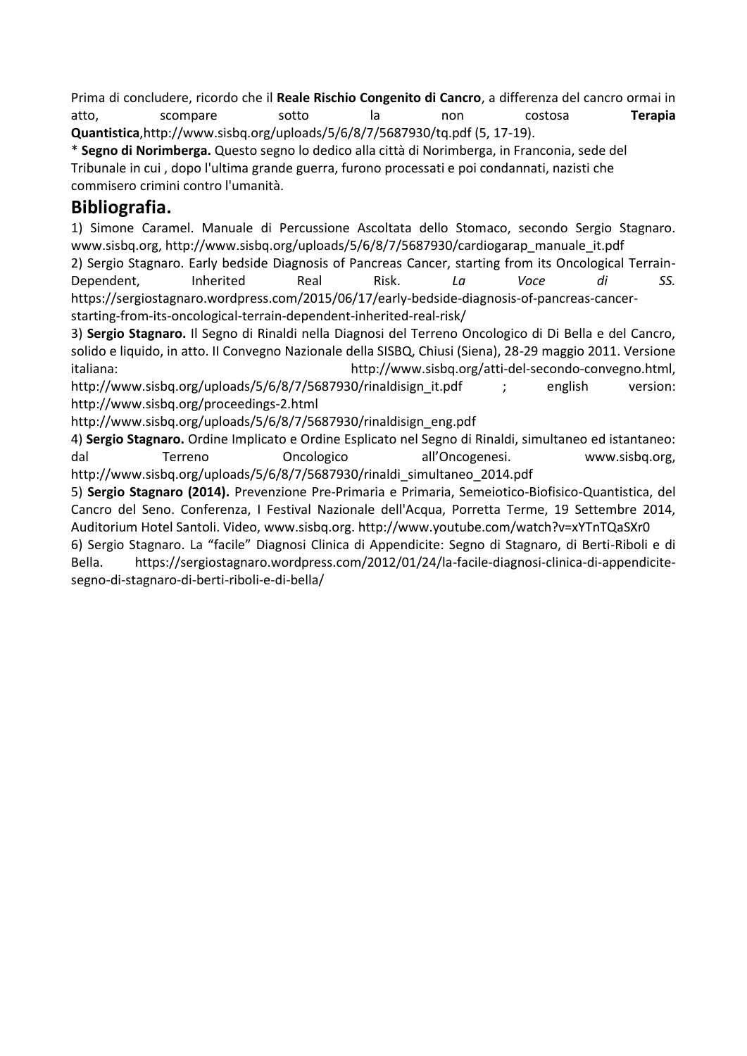Prima di concludere, ricordo che il **Reale Rischio Congenito di Cancro**, a differenza del cancro ormai in atto, scompare sotto la non costosa **Terapia Quantistica**,http://www.sisbq.org/uploads/5/6/8/7/5687930/tq.pdf (5, 17-19).

* **Segno di Norimberga.** Questo segno lo dedico alla città di Norimberga, in Franconia, sede del Tribunale in cui , dopo l'ultima grande guerra, furono processati e poi condannati, nazisti che commisero crimini contro l'umanità.

## Bibliografia.

1) Simone Caramel. Manuale di Percussione Ascoltata dello Stomaco, secondo Sergio Stagnaro. www.sisbq.org, http://www.sisbq.org/uploads/5/6/8/7/5687930/cardiogarap_manuale_it.pdf

2) Sergio Stagnaro. Early bedside Diagnosis of Pancreas Cancer, starting from its Oncological Terrain-Dependent, Inherited Real Risk. *La Voce di SS.* https://sergiostagnaro.wordpress.com/2015/06/17/early-bedside-diagnosis-of-pancreas-cancer-starting-from-its-oncological-terrain-dependent-inherited-real-risk/

3) **Sergio Stagnaro.** Il Segno di Rinaldi nella Diagnosi del Terreno Oncologico di Di Bella e del Cancro, solido e liquido, in atto. II Convegno Nazionale della SISBQ, Chiusi (Siena), 28-29 maggio 2011. Versione italiana: http://www.sisbq.org/atti-del-secondo-convegno.html, http://www.sisbq.org/uploads/5/6/8/7/5687930/rinaldisign_it.pdf ; english version: http://www.sisbq.org/proceedings-2.html http://www.sisbq.org/uploads/5/6/8/7/5687930/rinaldisign_eng.pdf

4) **Sergio Stagnaro.** Ordine Implicato e Ordine Esplicato nel Segno di Rinaldi, simultaneo ed istantaneo: dal Terreno Oncologico all'Oncogenesi. www.sisbq.org, http://www.sisbq.org/uploads/5/6/8/7/5687930/rinaldi_simultaneo_2014.pdf

5) **Sergio Stagnaro (2014).** Prevenzione Pre-Primaria e Primaria, Semeiotico-Biofisico-Quantistica, del Cancro del Seno. Conferenza, I Festival Nazionale dell'Acqua, Porretta Terme, 19 Settembre 2014, Auditorium Hotel Santoli. Video, www.sisbq.org. http://www.youtube.com/watch?v=xYTnTQaSXr0

6) Sergio Stagnaro. La "facile" Diagnosi Clinica di Appendicite: Segno di Stagnaro, di Berti-Riboli e di Bella. https://sergiostagnaro.wordpress.com/2012/01/24/la-facile-diagnosi-clinica-di-appendicite-segno-di-stagnaro-di-berti-riboli-e-di-bella/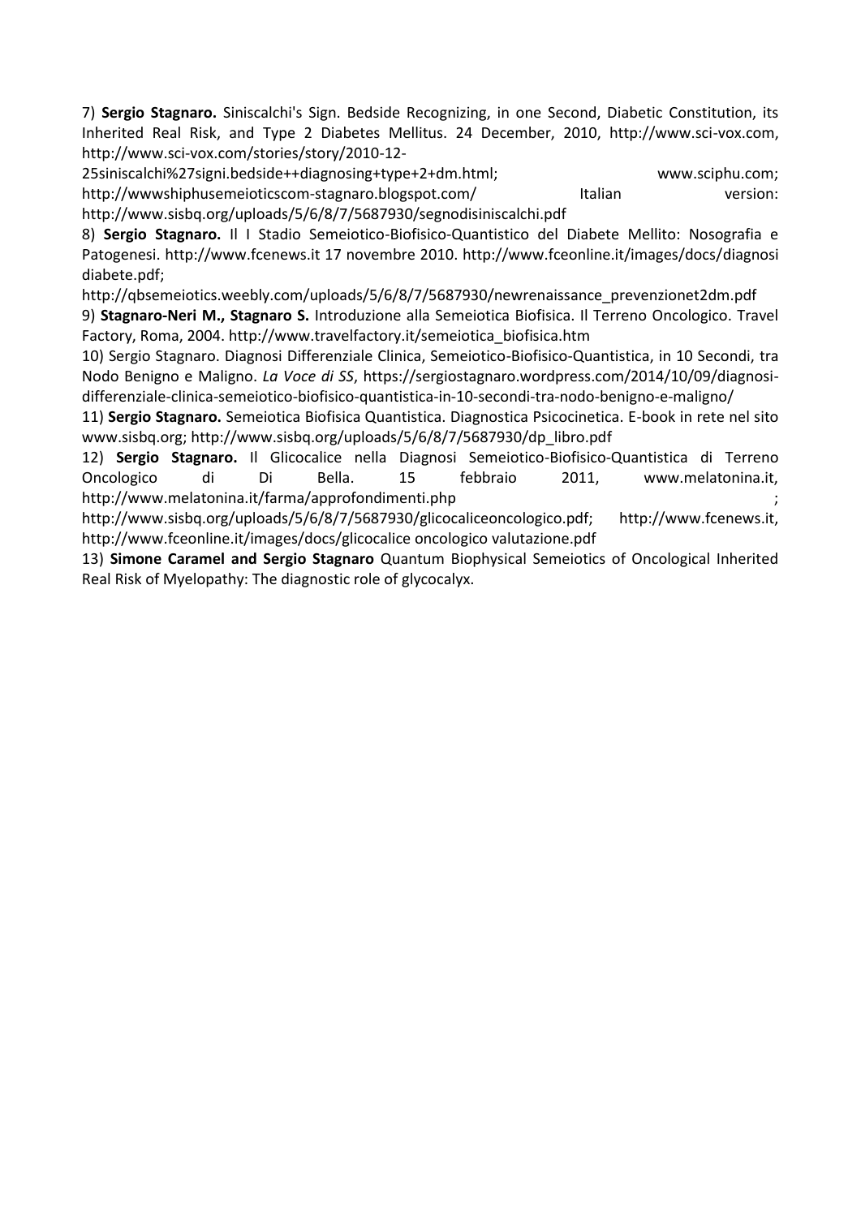7) **Sergio Stagnaro.** Siniscalchi's Sign. Bedside Recognizing, in one Second, Diabetic Constitution, its Inherited Real Risk, and Type 2 Diabetes Mellitus. 24 December, 2010, http://www.sci-vox.com, http://www.sci-vox.com/stories/story/2010-12-25siniscalchi%27signi.bedside++diagnosing+type+2+dm.html; www.sciphu.com; http://wwwshiphusemeioticscom-stagnaro.blogspot.com/ Italian version: http://www.sisbq.org/uploads/5/6/8/7/5687930/segnodisiniscalchi.pdf

8) **Sergio Stagnaro.** Il I Stadio Semeiotico-Biofisico-Quantistico del Diabete Mellito: Nosografia e Patogenesi. http://www.fcenews.it 17 novembre 2010. http://www.fceonline.it/images/docs/diagnosi diabete.pdf; http://qbsemeiotics.weebly.com/uploads/5/6/8/7/5687930/newrenaissance_prevenzionet2dm.pdf

9) **Stagnaro-Neri M., Stagnaro S.** Introduzione alla Semeiotica Biofisica. Il Terreno Oncologico. Travel Factory, Roma, 2004. http://www.travelfactory.it/semeiotica_biofisica.htm

10) Sergio Stagnaro. Diagnosi Differenziale Clinica, Semeiotico-Biofisico-Quantistica, in 10 Secondi, tra Nodo Benigno e Maligno. *La Voce di SS*, https://sergiostagnaro.wordpress.com/2014/10/09/diagnosi-differenziale-clinica-semeiotico-biofisico-quantistica-in-10-secondi-tra-nodo-benigno-e-maligno/

11) **Sergio Stagnaro.** Semeiotica Biofisica Quantistica. Diagnostica Psicocinetica. E-book in rete nel sito www.sisbq.org; http://www.sisbq.org/uploads/5/6/8/7/5687930/dp_libro.pdf

12) **Sergio Stagnaro.** Il Glicocalice nella Diagnosi Semeiotico-Biofisico-Quantistica di Terreno Oncologico di Di Bella. 15 febbraio 2011, www.melatonina.it, http://www.melatonina.it/farma/approfondimenti.php ; http://www.sisbq.org/uploads/5/6/8/7/5687930/glicocaliceoncologico.pdf; http://www.fcenews.it, http://www.fceonline.it/images/docs/glicocalice oncologico valutazione.pdf

13) **Simone Caramel and Sergio Stagnaro** Quantum Biophysical Semeiotics of Oncological Inherited Real Risk of Myelopathy: The diagnostic role of glycocalyx.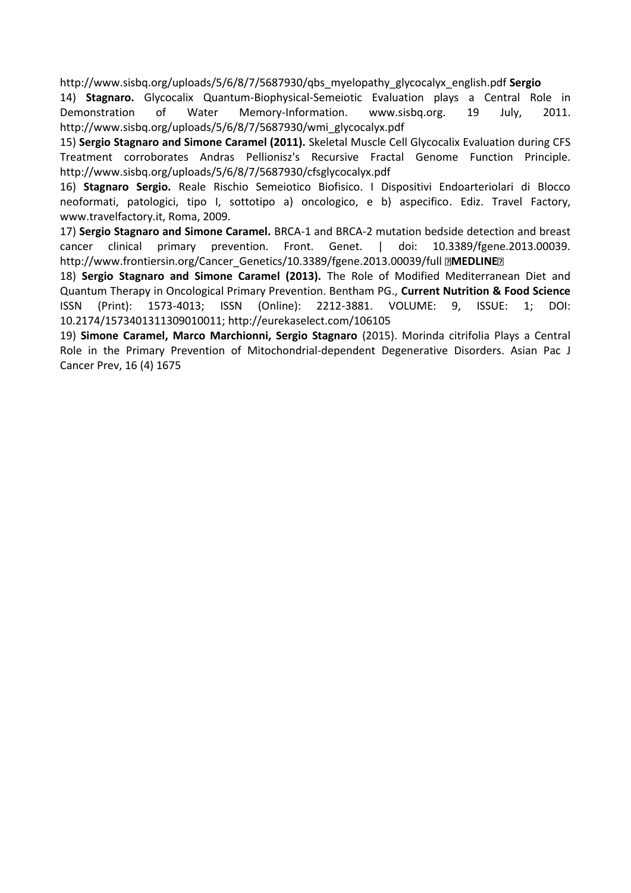http://www.sisbq.org/uploads/5/6/8/7/5687930/qbs_myelopathy_glycocalyx_english.pdf **Sergio**

14) **Stagnaro.** Glycocalix Quantum-Biophysical-Semeiotic Evaluation plays a Central Role in Demonstration of Water Memory-Information. www.sisbq.org. 19 July, 2011. http://www.sisbq.org/uploads/5/6/8/7/5687930/wmi_glycocalyx.pdf

15) **Sergio Stagnaro and Simone Caramel (2011).** Skeletal Muscle Cell Glycocalix Evaluation during CFS Treatment corroborates Andras Pellionisz's Recursive Fractal Genome Function Principle. http://www.sisbq.org/uploads/5/6/8/7/5687930/cfsglycocalyx.pdf

16) **Stagnaro Sergio.** Reale Rischio Semeiotico Biofisico. I Dispositivi Endoarteriolari di Blocco neoformati, patologici, tipo I, sottotipo a) oncologico, e b) aspecifico. Ediz. Travel Factory, www.travelfactory.it, Roma, 2009.

17) **Sergio Stagnaro and Simone Caramel.** BRCA-1 and BRCA-2 mutation bedside detection and breast cancer clinical primary prevention. Front. Genet. | doi: 10.3389/fgene.2013.00039. http://www.frontiersin.org/Cancer_Genetics/10.3389/fgene.2013.00039/full **MEDLINE**

18) **Sergio Stagnaro and Simone Caramel (2013).** The Role of Modified Mediterranean Diet and Quantum Therapy in Oncological Primary Prevention. Bentham PG., **Current Nutrition & Food Science** ISSN (Print): 1573-4013; ISSN (Online): 2212-3881. VOLUME: 9, ISSUE: 1; DOI: 10.2174/1573401311309010011; http://eurekaselect.com/106105

19) **Simone Caramel, Marco Marchionni, Sergio Stagnaro** (2015). Morinda citrifolia Plays a Central Role in the Primary Prevention of Mitochondrial-dependent Degenerative Disorders. Asian Pac J Cancer Prev, 16 (4) 1675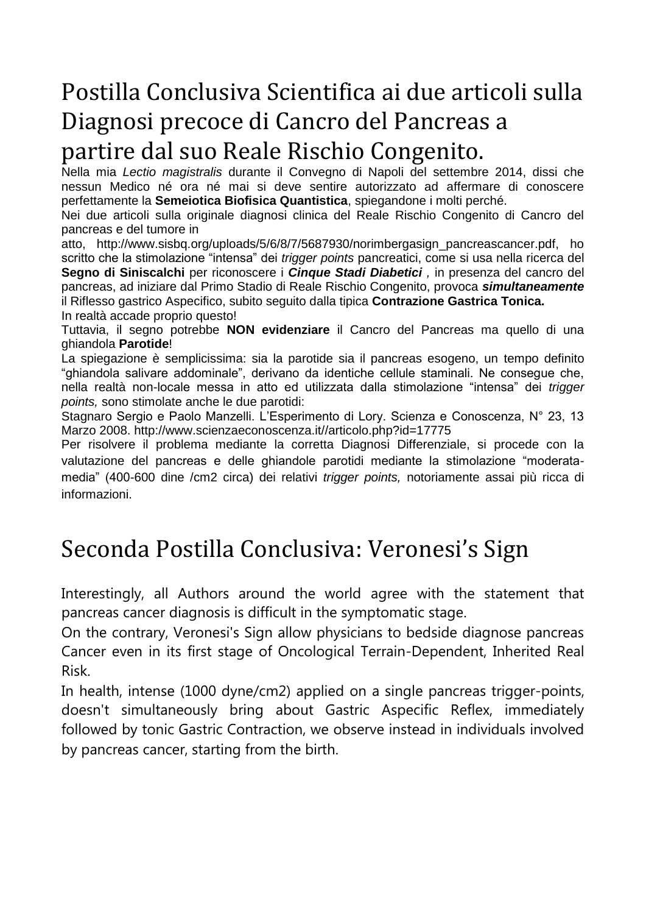# Postilla Conclusiva Scientifica ai due articoli sulla Diagnosi precoce di Cancro del Pancreas a partire dal suo Reale Rischio Congenito.

Nella mia *Lectio magistralis* durante il Convegno di Napoli del settembre 2014, dissi che nessun Medico né ora né mai si deve sentire autorizzato ad affermare di conoscere perfettamente la **Semeiotica Biofisica Quantistica**, spiegandone i molti perché.

Nei due articoli sulla originale diagnosi clinica del Reale Rischio Congenito di Cancro del pancreas e del tumore in atto, http://www.sisbq.org/uploads/5/6/8/7/5687930/norimbergasign_pancreascancer.pdf, ho scritto che la stimolazione "intensa" dei *trigger points* pancreatici, come si usa nella ricerca del **Segno di Siniscalchi** per riconoscere i ***Cinque Stadi Diabetici*** *,* in presenza del cancro del pancreas, ad iniziare dal Primo Stadio di Reale Rischio Congenito, provoca ***simultaneamente*** il Riflesso gastrico Aspecifico, subito seguito dalla tipica **Contrazione Gastrica Tonica.**

In realtà accade proprio questo!

Tuttavia, il segno potrebbe **NON evidenziare** il Cancro del Pancreas ma quello di una ghiandola **Parotide**!

La spiegazione è semplicissima: sia la parotide sia il pancreas esogeno, un tempo definito "ghiandola salivare addominale", derivano da identiche cellule staminali. Ne consegue che, nella realtà non-locale messa in atto ed utilizzata dalla stimolazione "intensa" dei *trigger points,* sono stimolate anche le due parotidi:

Stagnaro Sergio e Paolo Manzelli. L'Esperimento di Lory. Scienza e Conoscenza, N° 23, 13 Marzo 2008. http://www.scienzaeconoscenza.it//articolo.php?id=17775

Per risolvere il problema mediante la corretta Diagnosi Differenziale, si procede con la valutazione del pancreas e delle ghiandole parotidi mediante la stimolazione "moderata-media" (400-600 dine /cm2 circa) dei relativi *trigger points,* notoriamente assai più ricca di informazioni.

# Seconda Postilla Conclusiva: Veronesi's Sign

Interestingly, all Authors around the world agree with the statement that pancreas cancer diagnosis is difficult in the symptomatic stage.

On the contrary, Veronesi's Sign allow physicians to bedside diagnose pancreas Cancer even in its first stage of Oncological Terrain-Dependent, Inherited Real Risk.

In health, intense (1000 dyne/cm2) applied on a single pancreas trigger-points, doesn't simultaneously bring about Gastric Aspecific Reflex, immediately followed by tonic Gastric Contraction, we observe instead in individuals involved by pancreas cancer, starting from the birth.